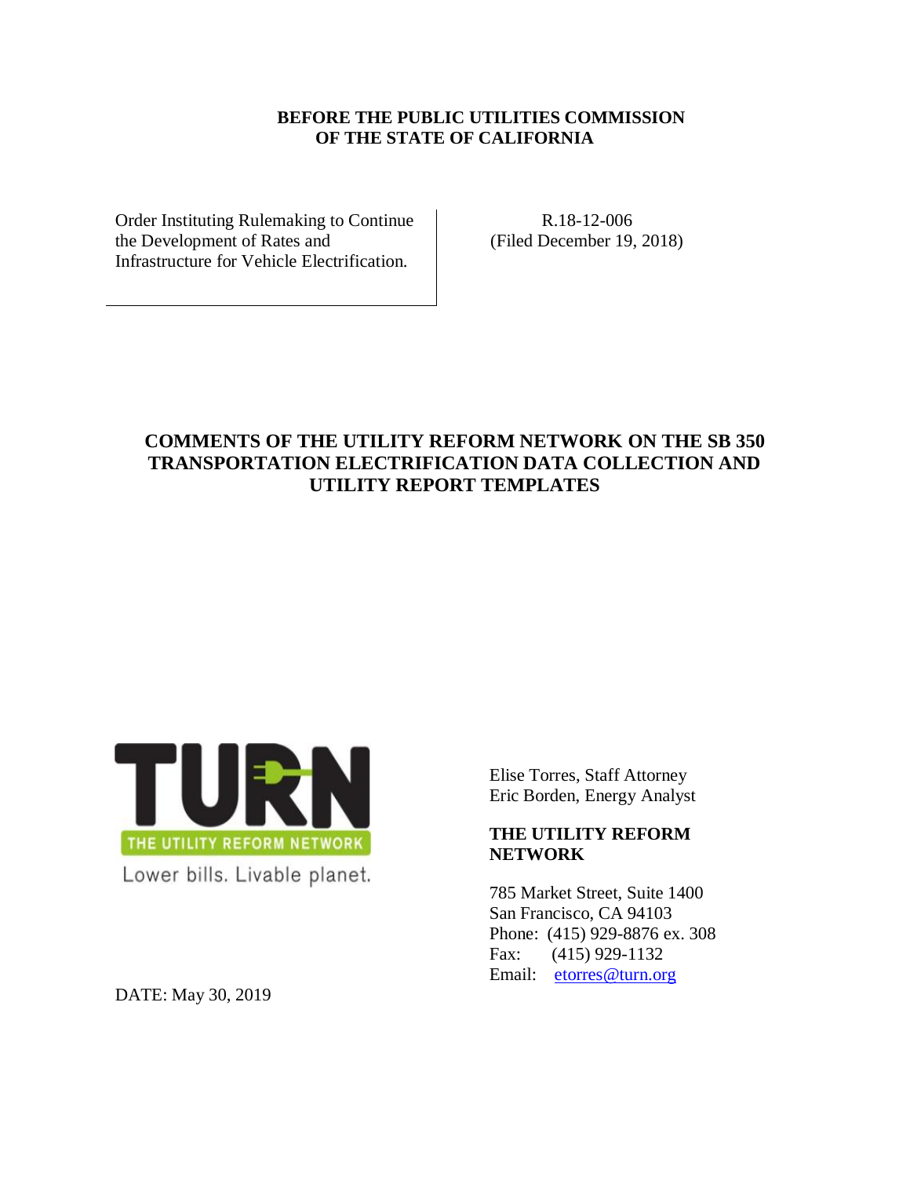**BEFORE THE PUBLIC UTILITIES COMMISSION OF THE STATE OF CALIFORNIA**

| | |
|---|---|
| Order Instituting Rulemaking to Continue the Development of Rates and Infrastructure for Vehicle Electrification. | R.18-12-006 (Filed December 19, 2018) |

# COMMENTS OF THE UTILITY REFORM NETWORK ON THE SB 350 TRANSPORTATION ELECTRIFICATION DATA COLLECTION AND UTILITY REPORT TEMPLATES

TURN
THE UTILITY REFORM NETWORK
Lower bills. Livable planet.

Elise Torres, Staff Attorney
Eric Borden, Energy Analyst

**THE UTILITY REFORM NETWORK**

785 Market Street, Suite 1400
San Francisco, CA 94103
Phone: (415) 929-8876 ex. 308
Fax: (415) 929-1132
Email: etorres@turn.org

DATE: May 30, 2019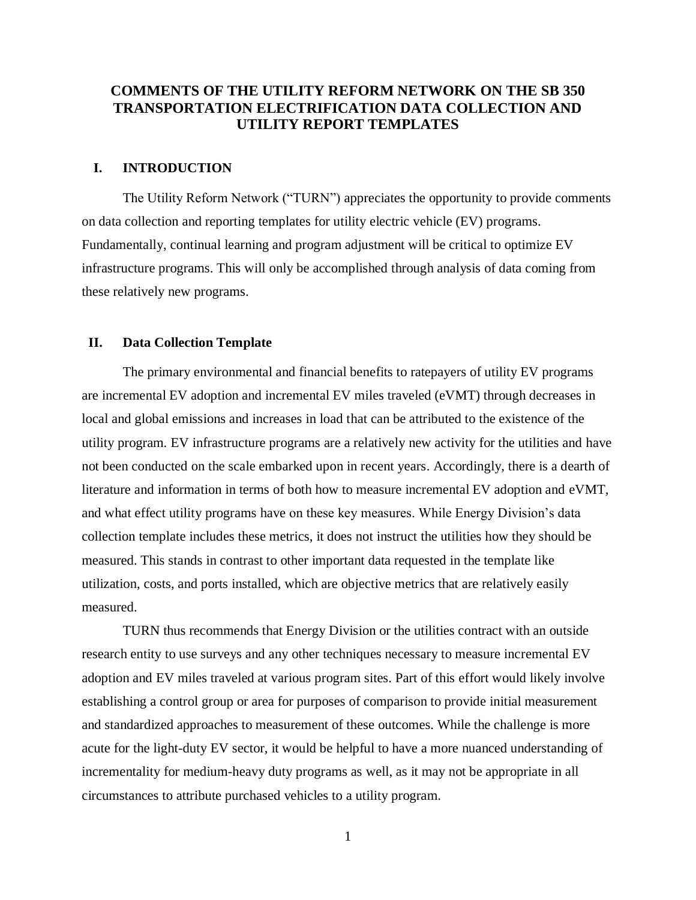# COMMENTS OF THE UTILITY REFORM NETWORK ON THE SB 350 TRANSPORTATION ELECTRIFICATION DATA COLLECTION AND UTILITY REPORT TEMPLATES

## I. INTRODUCTION

The Utility Reform Network ("TURN") appreciates the opportunity to provide comments on data collection and reporting templates for utility electric vehicle (EV) programs. Fundamentally, continual learning and program adjustment will be critical to optimize EV infrastructure programs. This will only be accomplished through analysis of data coming from these relatively new programs.

## II. Data Collection Template

The primary environmental and financial benefits to ratepayers of utility EV programs are incremental EV adoption and incremental EV miles traveled (eVMT) through decreases in local and global emissions and increases in load that can be attributed to the existence of the utility program. EV infrastructure programs are a relatively new activity for the utilities and have not been conducted on the scale embarked upon in recent years. Accordingly, there is a dearth of literature and information in terms of both how to measure incremental EV adoption and eVMT, and what effect utility programs have on these key measures. While Energy Division's data collection template includes these metrics, it does not instruct the utilities how they should be measured. This stands in contrast to other important data requested in the template like utilization, costs, and ports installed, which are objective metrics that are relatively easily measured.

TURN thus recommends that Energy Division or the utilities contract with an outside research entity to use surveys and any other techniques necessary to measure incremental EV adoption and EV miles traveled at various program sites. Part of this effort would likely involve establishing a control group or area for purposes of comparison to provide initial measurement and standardized approaches to measurement of these outcomes. While the challenge is more acute for the light-duty EV sector, it would be helpful to have a more nuanced understanding of incrementality for medium-heavy duty programs as well, as it may not be appropriate in all circumstances to attribute purchased vehicles to a utility program.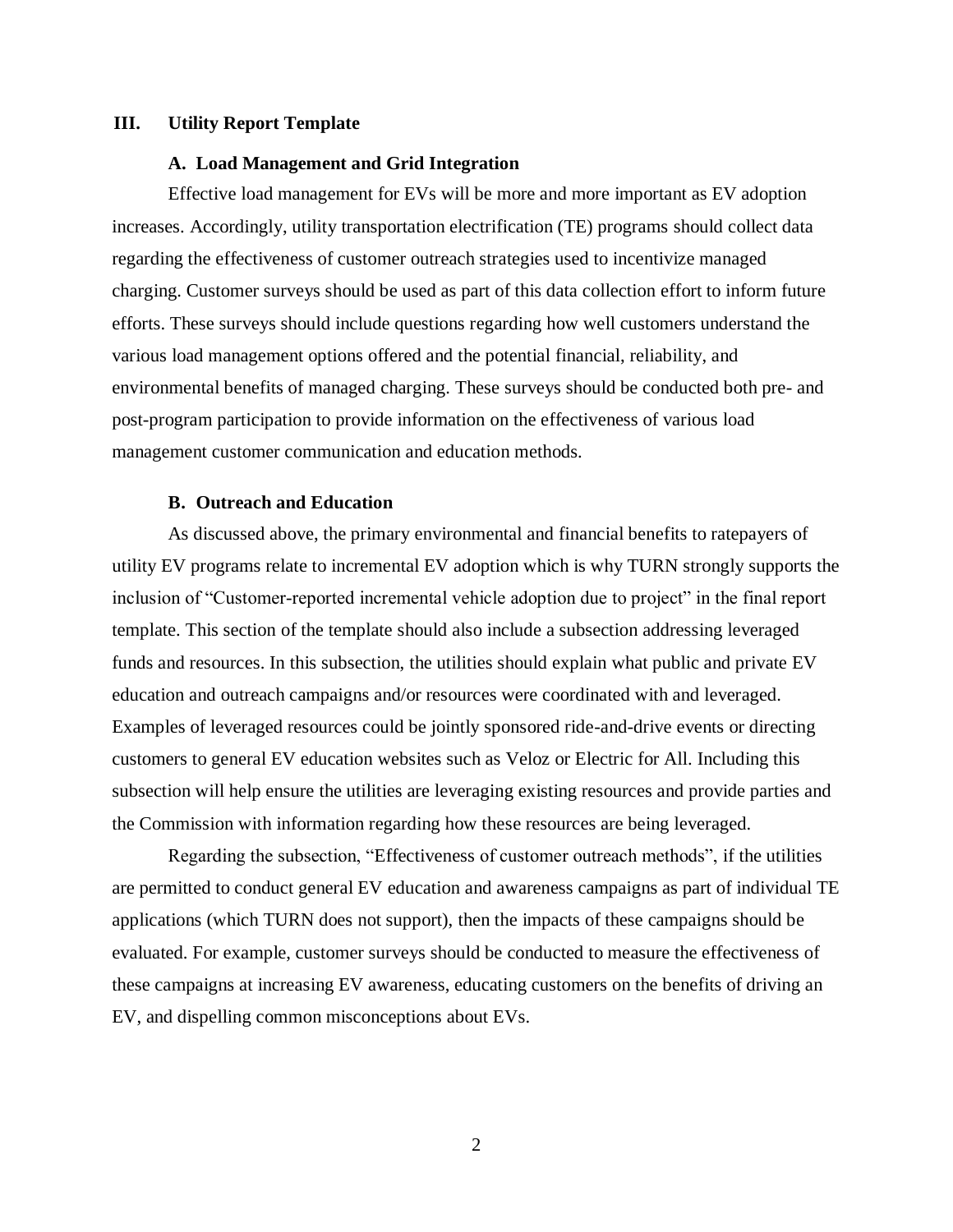## III. Utility Report Template

### A. Load Management and Grid Integration

Effective load management for EVs will be more and more important as EV adoption increases. Accordingly, utility transportation electrification (TE) programs should collect data regarding the effectiveness of customer outreach strategies used to incentivize managed charging. Customer surveys should be used as part of this data collection effort to inform future efforts. These surveys should include questions regarding how well customers understand the various load management options offered and the potential financial, reliability, and environmental benefits of managed charging. These surveys should be conducted both pre- and post-program participation to provide information on the effectiveness of various load management customer communication and education methods.

### B. Outreach and Education

As discussed above, the primary environmental and financial benefits to ratepayers of utility EV programs relate to incremental EV adoption which is why TURN strongly supports the inclusion of "Customer-reported incremental vehicle adoption due to project" in the final report template. This section of the template should also include a subsection addressing leveraged funds and resources. In this subsection, the utilities should explain what public and private EV education and outreach campaigns and/or resources were coordinated with and leveraged. Examples of leveraged resources could be jointly sponsored ride-and-drive events or directing customers to general EV education websites such as Veloz or Electric for All. Including this subsection will help ensure the utilities are leveraging existing resources and provide parties and the Commission with information regarding how these resources are being leveraged.

Regarding the subsection, "Effectiveness of customer outreach methods", if the utilities are permitted to conduct general EV education and awareness campaigns as part of individual TE applications (which TURN does not support), then the impacts of these campaigns should be evaluated. For example, customer surveys should be conducted to measure the effectiveness of these campaigns at increasing EV awareness, educating customers on the benefits of driving an EV, and dispelling common misconceptions about EVs.